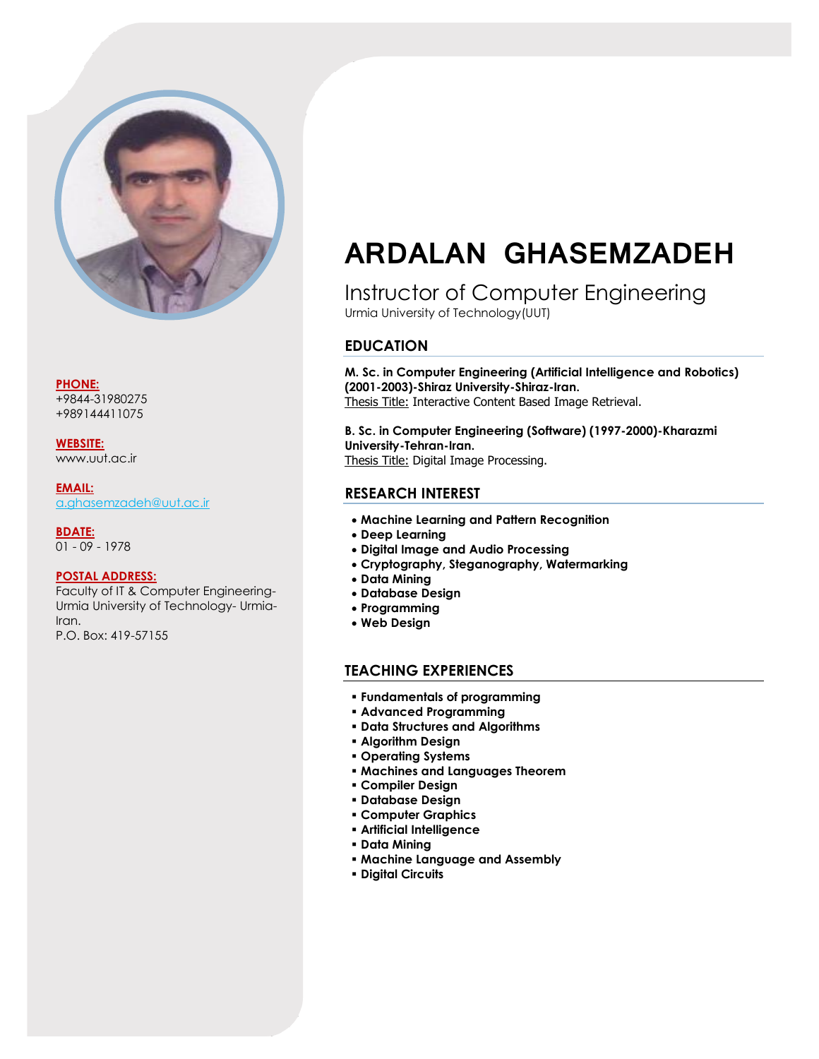# ARDALAN GHASEMZADEH

## Instructor of Computer Engineering

Urmia University of Technology(UUT)

**PHONE:**
+9844-31980275
+989144411075

**WEBSITE:**
www.uut.ac.ir

**EMAIL:**
a.ghasemzadeh@uut.ac.ir

**BDATE:**
01 - 09 - 1978

**POSTAL ADDRESS:**
Faculty of IT & Computer Engineering- Urmia University of Technology- Urmia-Iran.
P.O. Box: 419-57155

## EDUCATION

**M. Sc. in Computer Engineering (Artificial Intelligence and Robotics) (2001-2003)-Shiraz University-Shiraz-Iran.**
Thesis Title: Interactive Content Based Image Retrieval.

**B. Sc. in Computer Engineering (Software) (1997-2000)-Kharazmi University-Tehran-Iran.**
Thesis Title: Digital Image Processing.

## RESEARCH INTEREST

- **Machine Learning and Pattern Recognition**
- **Deep Learning**
- **Digital Image and Audio Processing**
- **Cryptography, Steganography, Watermarking**
- **Data Mining**
- **Database Design**
- **Programming**
- **Web Design**

## TEACHING EXPERIENCES

- **Fundamentals of programming**
- **Advanced Programming**
- **Data Structures and Algorithms**
- **Algorithm Design**
- **Operating Systems**
- **Machines and Languages Theorem**
- **Compiler Design**
- **Database Design**
- **Computer Graphics**
- **Artificial Intelligence**
- **Data Mining**
- **Machine Language and Assembly**
- **Digital Circuits**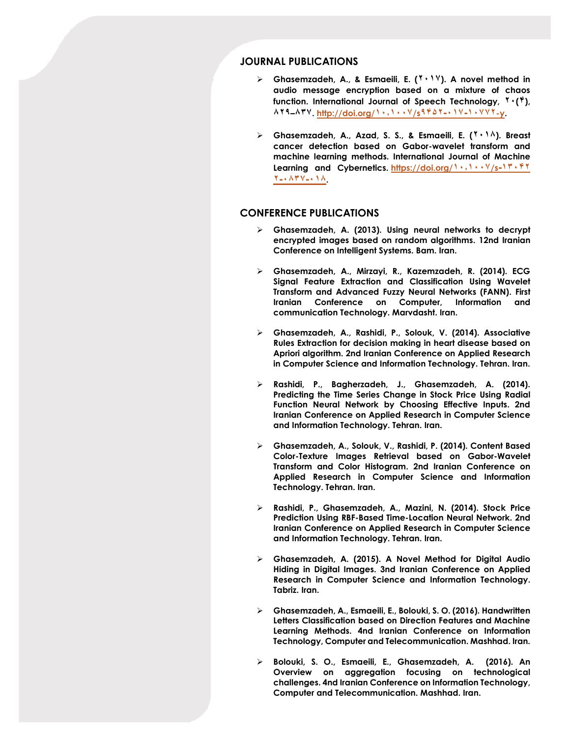## JOURNAL PUBLICATIONS

- **Ghasemzadeh, A., & Esmaeili, E. (۲۰۱۷). A novel method in audio message encryption based on a mixture of chaos function. International Journal of Speech Technology, ۲۰(۴), ۸۲۹–۸۳۷. http://doi.org/۱۰,۱۰۰۷/s۹۴۵۲-۰۱۷-۱۰۷۷۲-y.**

- **Ghasemzadeh, A., Azad, S. S., & Esmaeili, E. (۲۰۱۸). Breast cancer detection based on Gabor-wavelet transform and machine learning methods. International Journal of Machine Learning and Cybernetics. https://doi.org/۱۰,۱۰۰۷/s-۱۳۰۴۲ ۲-۰۸۳۷-۰۱۸.**

## CONFERENCE PUBLICATIONS

- **Ghasemzadeh, A. (2013). Using neural networks to decrypt encrypted images based on random algorithms. 12nd Iranian Conference on Intelligent Systems. Bam. Iran.**

- **Ghasemzadeh, A., Mirzayi, R., Kazemzadeh, R. (2014). ECG Signal Feature Extraction and Classification Using Wavelet Transform and Advanced Fuzzy Neural Networks (FANN). First Iranian Conference on Computer, Information and communication Technology. Marvdasht. Iran.**

- **Ghasemzadeh, A., Rashidi, P., Solouk, V. (2014). Associative Rules Extraction for decision making in heart disease based on Apriori algorithm. 2nd Iranian Conference on Applied Research in Computer Science and Information Technology. Tehran. Iran.**

- **Rashidi, P., Bagherzadeh, J., Ghasemzadeh, A. (2014). Predicting the Time Series Change in Stock Price Using Radial Function Neural Network by Choosing Effective Inputs. 2nd Iranian Conference on Applied Research in Computer Science and Information Technology. Tehran. Iran.**

- **Ghasemzadeh, A., Solouk, V., Rashidi, P. (2014). Content Based Color-Texture Images Retrieval based on Gabor-Wavelet Transform and Color Histogram. 2nd Iranian Conference on Applied Research in Computer Science and Information Technology. Tehran. Iran.**

- **Rashidi, P., Ghasemzadeh, A., Mazini, N. (2014). Stock Price Prediction Using RBF-Based Time-Location Neural Network. 2nd Iranian Conference on Applied Research in Computer Science and Information Technology. Tehran. Iran.**

- **Ghasemzadeh, A. (2015). A Novel Method for Digital Audio Hiding in Digital Images. 3nd Iranian Conference on Applied Research in Computer Science and Information Technology. Tabriz. Iran.**

- **Ghasemzadeh, A., Esmaeili, E., Bolouki, S. O. (2016). Handwritten Letters Classification based on Direction Features and Machine Learning Methods. 4nd Iranian Conference on Information Technology, Computer and Telecommunication. Mashhad. Iran.**

- **Bolouki, S. O., Esmaeili, E., Ghasemzadeh, A. (2016). An Overview on aggregation focusing on technological challenges. 4nd Iranian Conference on Information Technology, Computer and Telecommunication. Mashhad. Iran.**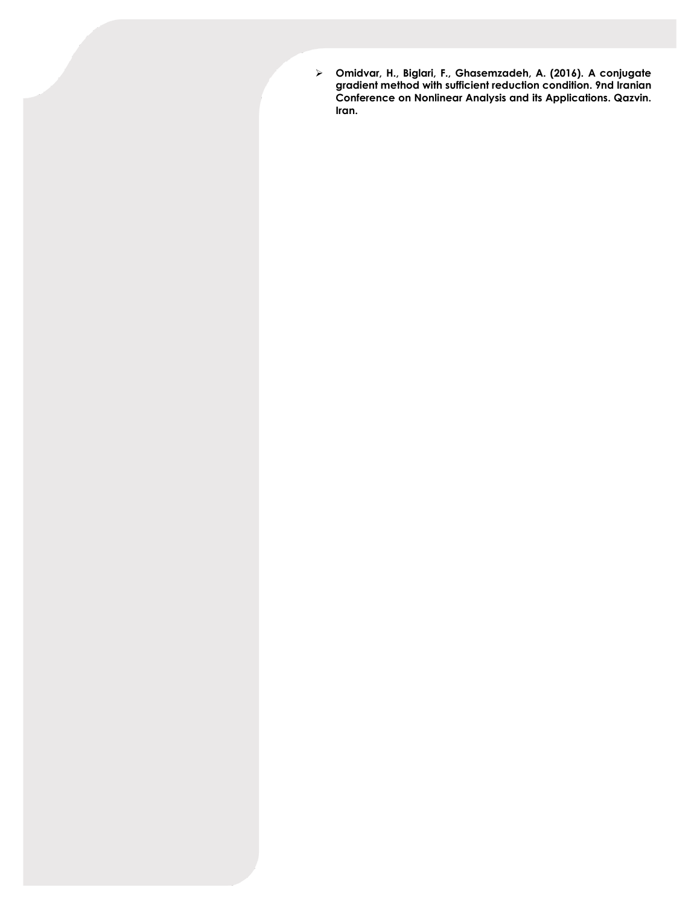- **Omidvar, H., Biglari, F., Ghasemzadeh, A. (2016). A conjugate gradient method with sufficient reduction condition. 9nd Iranian Conference on Nonlinear Analysis and its Applications. Qazvin. Iran.**